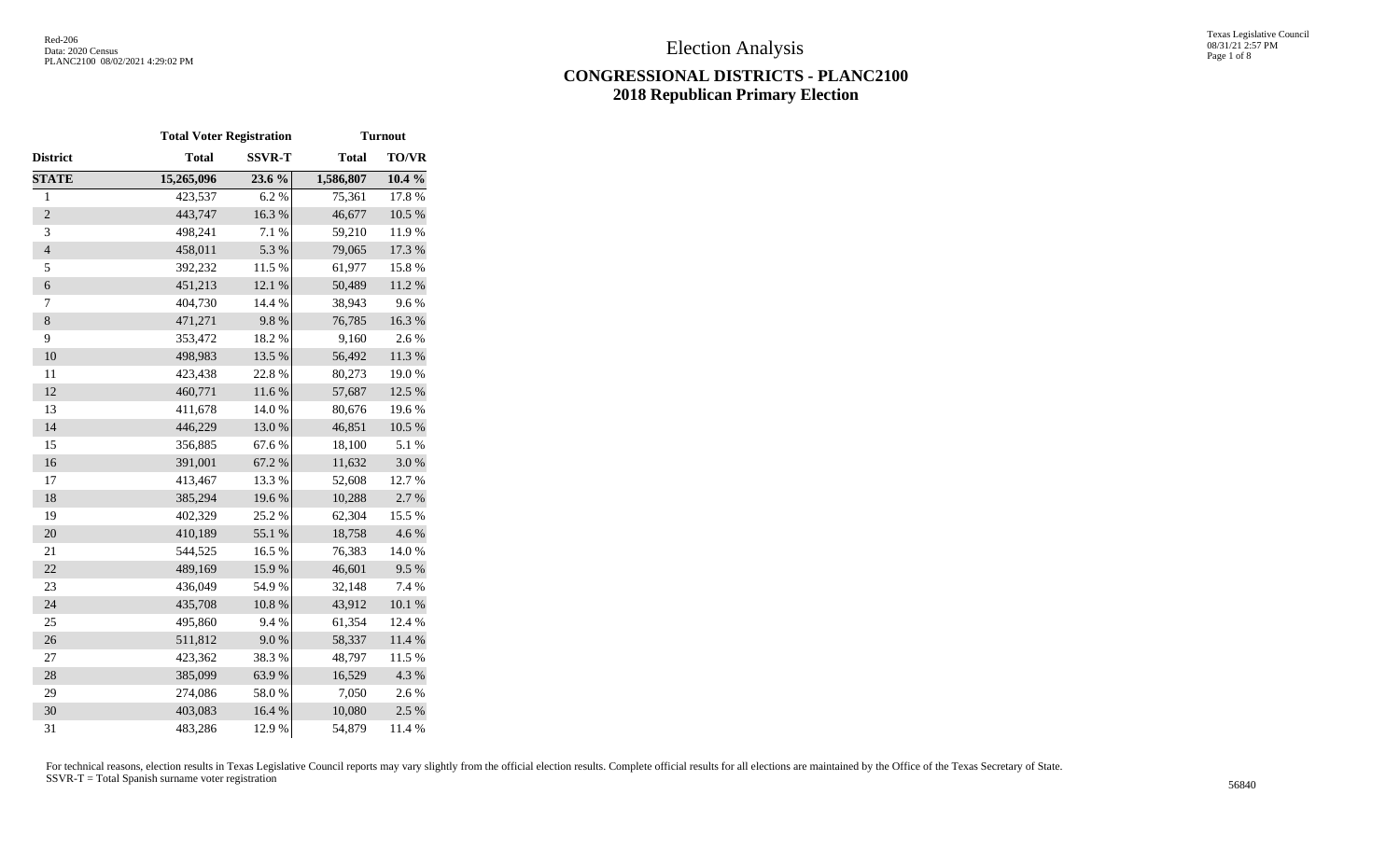Red-206
Data: 2020 Census
PLANC2100 08/02/2021 4:29:02 PM

# Election Analysis

## CONGRESSIONAL DISTRICTS - PLANC2100
## 2018 Republican Primary Election

| | Total Voter Registration | | Turnout | |
|---|---|---|---|---|
| **District** | **Total** | **SSVR-T** | **Total** | **TO/VR** |
| **STATE** | **15,265,096** | **23.6 %** | **1,586,807** | **10.4 %** |
| 1 | 423,537 | 6.2 % | 75,361 | 17.8 % |
| 2 | 443,747 | 16.3 % | 46,677 | 10.5 % |
| 3 | 498,241 | 7.1 % | 59,210 | 11.9 % |
| 4 | 458,011 | 5.3 % | 79,065 | 17.3 % |
| 5 | 392,232 | 11.5 % | 61,977 | 15.8 % |
| 6 | 451,213 | 12.1 % | 50,489 | 11.2 % |
| 7 | 404,730 | 14.4 % | 38,943 | 9.6 % |
| 8 | 471,271 | 9.8 % | 76,785 | 16.3 % |
| 9 | 353,472 | 18.2 % | 9,160 | 2.6 % |
| 10 | 498,983 | 13.5 % | 56,492 | 11.3 % |
| 11 | 423,438 | 22.8 % | 80,273 | 19.0 % |
| 12 | 460,771 | 11.6 % | 57,687 | 12.5 % |
| 13 | 411,678 | 14.0 % | 80,676 | 19.6 % |
| 14 | 446,229 | 13.0 % | 46,851 | 10.5 % |
| 15 | 356,885 | 67.6 % | 18,100 | 5.1 % |
| 16 | 391,001 | 67.2 % | 11,632 | 3.0 % |
| 17 | 413,467 | 13.3 % | 52,608 | 12.7 % |
| 18 | 385,294 | 19.6 % | 10,288 | 2.7 % |
| 19 | 402,329 | 25.2 % | 62,304 | 15.5 % |
| 20 | 410,189 | 55.1 % | 18,758 | 4.6 % |
| 21 | 544,525 | 16.5 % | 76,383 | 14.0 % |
| 22 | 489,169 | 15.9 % | 46,601 | 9.5 % |
| 23 | 436,049 | 54.9 % | 32,148 | 7.4 % |
| 24 | 435,708 | 10.8 % | 43,912 | 10.1 % |
| 25 | 495,860 | 9.4 % | 61,354 | 12.4 % |
| 26 | 511,812 | 9.0 % | 58,337 | 11.4 % |
| 27 | 423,362 | 38.3 % | 48,797 | 11.5 % |
| 28 | 385,099 | 63.9 % | 16,529 | 4.3 % |
| 29 | 274,086 | 58.0 % | 7,050 | 2.6 % |
| 30 | 403,083 | 16.4 % | 10,080 | 2.5 % |
| 31 | 483,286 | 12.9 % | 54,879 | 11.4 % |

For technical reasons, election results in Texas Legislative Council reports may vary slightly from the official election results. Complete official results for all elections are maintained by the Office of the Texas Secretary of State.
SSVR-T = Total Spanish surname voter registration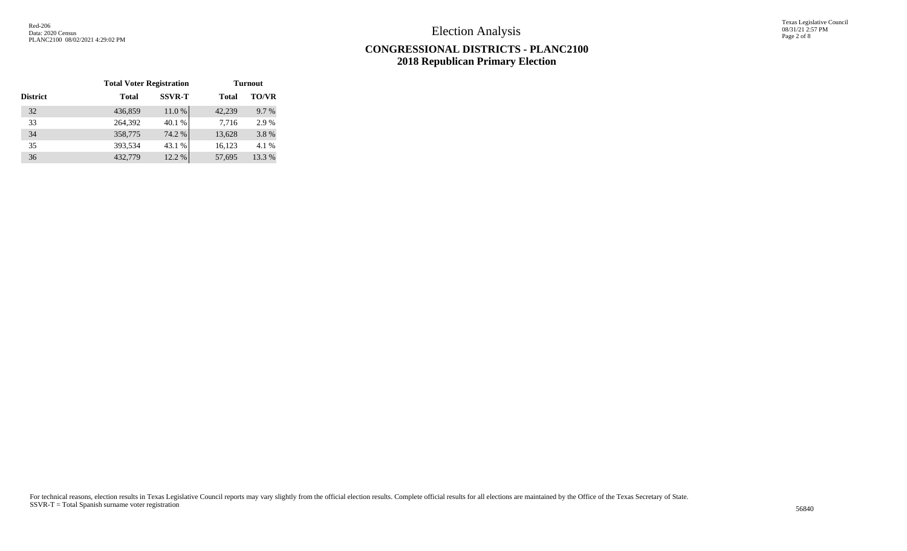Election Analysis

## CONGRESSIONAL DISTRICTS - PLANC2100
## 2018 Republican Primary Election

| | Total Voter Registration | | Turnout | |
|---|---|---|---|---|
| District | Total | SSVR-T | Total | TO/VR |
| 32 | 436,859 | 11.0 % | 42,239 | 9.7 % |
| 33 | 264,392 | 40.1 % | 7,716 | 2.9 % |
| 34 | 358,775 | 74.2 % | 13,628 | 3.8 % |
| 35 | 393,534 | 43.1 % | 16,123 | 4.1 % |
| 36 | 432,779 | 12.2 % | 57,695 | 13.3 % |

For technical reasons, election results in Texas Legislative Council reports may vary slightly from the official election results. Complete official results for all elections are maintained by the Office of the Texas Secretary of State.
SSVR-T = Total Spanish surname voter registration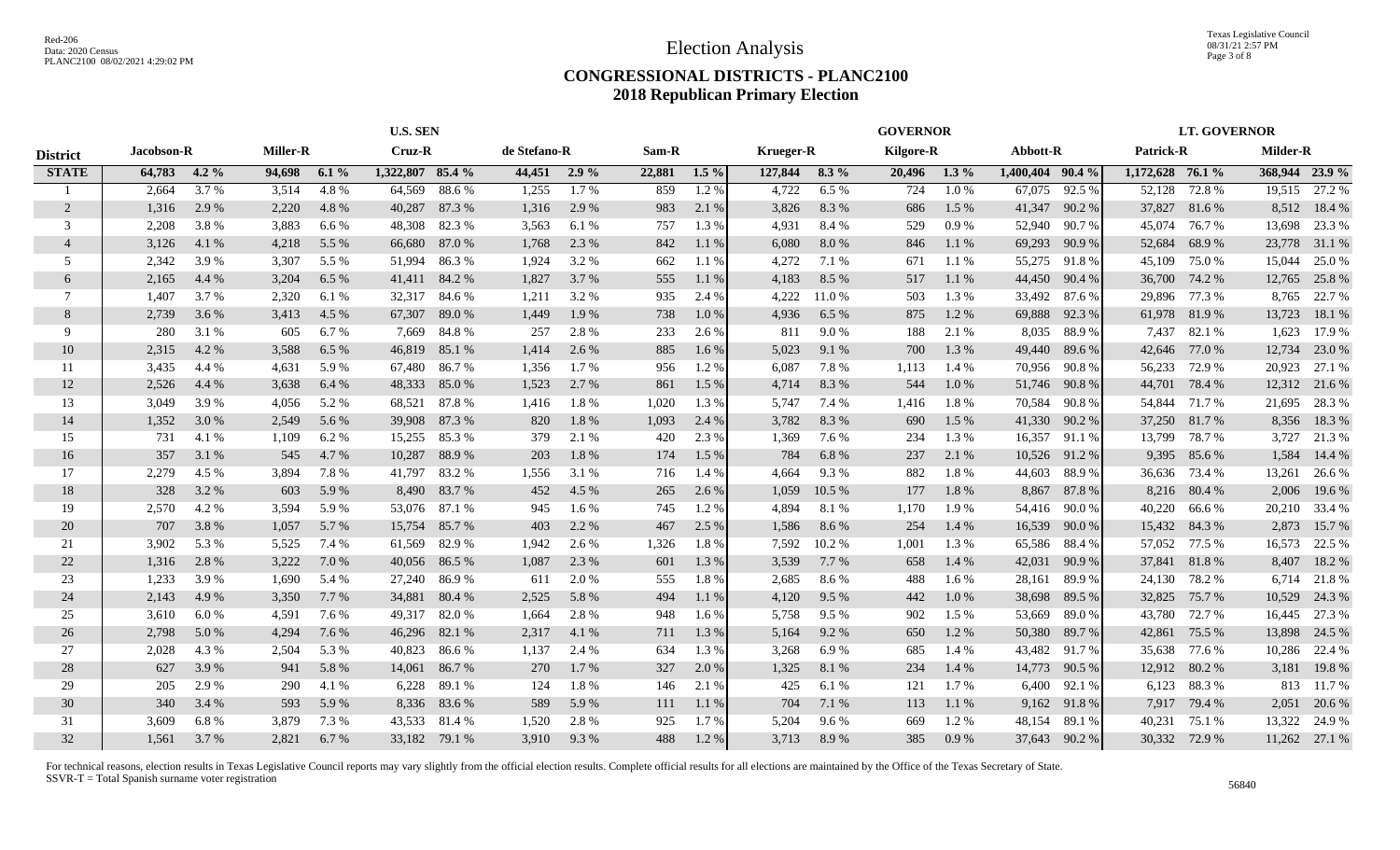# Election Analysis

## CONGRESSIONAL DISTRICTS - PLANC2100
## 2018 Republican Primary Election

| District | U.S. SEN | | | | | | | | | | GOVERNOR | | | | | | LT. GOVERNOR | | | |
|---|---|---|---|---|---|---|---|---|---|---|---|---|---|---|---|---|---|---|---|---|
| | Jacobson-R | | Miller-R | | Cruz-R | | de Stefano-R | | Sam-R | | Krueger-R | | Kilgore-R | | Abbott-R | | Patrick-R | | Milder-R | |
| **STATE** | **64,783** | **4.2 %** | **94,698** | **6.1 %** | **1,322,807** | **85.4 %** | **44,451** | **2.9 %** | **22,881** | **1.5 %** | **127,844** | **8.3 %** | **20,496** | **1.3 %** | **1,400,404** | **90.4 %** | **1,172,628** | **76.1 %** | **368,944** | **23.9 %** |
| 1 | 2,664 | 3.7 % | 3,514 | 4.8 % | 64,569 | 88.6 % | 1,255 | 1.7 % | 859 | 1.2 % | 4,722 | 6.5 % | 724 | 1.0 % | 67,075 | 92.5 % | 52,128 | 72.8 % | 19,515 | 27.2 % |
| 2 | 1,316 | 2.9 % | 2,220 | 4.8 % | 40,287 | 87.3 % | 1,316 | 2.9 % | 983 | 2.1 % | 3,826 | 8.3 % | 686 | 1.5 % | 41,347 | 90.2 % | 37,827 | 81.6 % | 8,512 | 18.4 % |
| 3 | 2,208 | 3.8 % | 3,883 | 6.6 % | 48,308 | 82.3 % | 3,563 | 6.1 % | 757 | 1.3 % | 4,931 | 8.4 % | 529 | 0.9 % | 52,940 | 90.7 % | 45,074 | 76.7 % | 13,698 | 23.3 % |
| 4 | 3,126 | 4.1 % | 4,218 | 5.5 % | 66,680 | 87.0 % | 1,768 | 2.3 % | 842 | 1.1 % | 6,080 | 8.0 % | 846 | 1.1 % | 69,293 | 90.9 % | 52,684 | 68.9 % | 23,778 | 31.1 % |
| 5 | 2,342 | 3.9 % | 3,307 | 5.5 % | 51,994 | 86.3 % | 1,924 | 3.2 % | 662 | 1.1 % | 4,272 | 7.1 % | 671 | 1.1 % | 55,275 | 91.8 % | 45,109 | 75.0 % | 15,044 | 25.0 % |
| 6 | 2,165 | 4.4 % | 3,204 | 6.5 % | 41,411 | 84.2 % | 1,827 | 3.7 % | 555 | 1.1 % | 4,183 | 8.5 % | 517 | 1.1 % | 44,450 | 90.4 % | 36,700 | 74.2 % | 12,765 | 25.8 % |
| 7 | 1,407 | 3.7 % | 2,320 | 6.1 % | 32,317 | 84.6 % | 1,211 | 3.2 % | 935 | 2.4 % | 4,222 | 11.0 % | 503 | 1.3 % | 33,492 | 87.6 % | 29,896 | 77.3 % | 8,765 | 22.7 % |
| 8 | 2,739 | 3.6 % | 3,413 | 4.5 % | 67,397 | 89.0 % | 1,449 | 1.9 % | 738 | 1.0 % | 4,936 | 6.5 % | 875 | 1.2 % | 69,888 | 92.3 % | 61,978 | 81.9 % | 13,723 | 18.1 % |
| 9 | 280 | 3.1 % | 605 | 6.7 % | 7,669 | 84.8 % | 257 | 2.8 % | 233 | 2.6 % | 811 | 9.0 % | 188 | 2.1 % | 8,035 | 88.9 % | 7,437 | 82.1 % | 1,623 | 17.9 % |
| 10 | 2,315 | 4.2 % | 3,588 | 6.5 % | 46,819 | 85.1 % | 1,414 | 2.6 % | 885 | 1.6 % | 5,023 | 9.1 % | 700 | 1.3 % | 49,440 | 89.6 % | 42,646 | 77.0 % | 12,734 | 23.0 % |
| 11 | 3,435 | 4.4 % | 4,631 | 5.9 % | 67,480 | 86.7 % | 1,356 | 1.7 % | 956 | 1.2 % | 6,087 | 7.8 % | 1,113 | 1.4 % | 70,956 | 90.8 % | 56,233 | 72.9 % | 20,923 | 27.1 % |
| 12 | 2,526 | 4.4 % | 3,638 | 6.4 % | 48,333 | 85.0 % | 1,523 | 2.7 % | 861 | 1.5 % | 4,714 | 8.3 % | 544 | 1.0 % | 51,746 | 90.8 % | 44,701 | 78.4 % | 12,312 | 21.6 % |
| 13 | 3,049 | 3.9 % | 4,056 | 5.2 % | 68,521 | 87.8 % | 1,416 | 1.8 % | 1,020 | 1.3 % | 5,747 | 7.4 % | 1,416 | 1.8 % | 70,584 | 90.8 % | 54,844 | 71.7 % | 21,695 | 28.3 % |
| 14 | 1,352 | 3.0 % | 2,549 | 5.6 % | 39,908 | 87.3 % | 820 | 1.8 % | 1,093 | 2.4 % | 3,782 | 8.3 % | 690 | 1.5 % | 41,330 | 90.2 % | 37,250 | 81.7 % | 8,356 | 18.3 % |
| 15 | 731 | 4.1 % | 1,109 | 6.2 % | 15,255 | 85.3 % | 379 | 2.1 % | 420 | 2.3 % | 1,369 | 7.6 % | 234 | 1.3 % | 16,357 | 91.1 % | 13,799 | 78.7 % | 3,727 | 21.3 % |
| 16 | 357 | 3.1 % | 545 | 4.7 % | 10,287 | 88.9 % | 203 | 1.8 % | 174 | 1.5 % | 784 | 6.8 % | 237 | 2.1 % | 10,526 | 91.2 % | 9,395 | 85.6 % | 1,584 | 14.4 % |
| 17 | 2,279 | 4.5 % | 3,894 | 7.8 % | 41,797 | 83.2 % | 1,556 | 3.1 % | 716 | 1.4 % | 4,664 | 9.3 % | 882 | 1.8 % | 44,603 | 88.9 % | 36,636 | 73.4 % | 13,261 | 26.6 % |
| 18 | 328 | 3.2 % | 603 | 5.9 % | 8,490 | 83.7 % | 452 | 4.5 % | 265 | 2.6 % | 1,059 | 10.5 % | 177 | 1.8 % | 8,867 | 87.8 % | 8,216 | 80.4 % | 2,006 | 19.6 % |
| 19 | 2,570 | 4.2 % | 3,594 | 5.9 % | 53,076 | 87.1 % | 945 | 1.6 % | 745 | 1.2 % | 4,894 | 8.1 % | 1,170 | 1.9 % | 54,416 | 90.0 % | 40,220 | 66.6 % | 20,210 | 33.4 % |
| 20 | 707 | 3.8 % | 1,057 | 5.7 % | 15,754 | 85.7 % | 403 | 2.2 % | 467 | 2.5 % | 1,586 | 8.6 % | 254 | 1.4 % | 16,539 | 90.0 % | 15,432 | 84.3 % | 2,873 | 15.7 % |
| 21 | 3,902 | 5.3 % | 5,525 | 7.4 % | 61,569 | 82.9 % | 1,942 | 2.6 % | 1,326 | 1.8 % | 7,592 | 10.2 % | 1,001 | 1.3 % | 65,586 | 88.4 % | 57,052 | 77.5 % | 16,573 | 22.5 % |
| 22 | 1,316 | 2.8 % | 3,222 | 7.0 % | 40,056 | 86.5 % | 1,087 | 2.3 % | 601 | 1.3 % | 3,539 | 7.7 % | 658 | 1.4 % | 42,031 | 90.9 % | 37,841 | 81.8 % | 8,407 | 18.2 % |
| 23 | 1,233 | 3.9 % | 1,690 | 5.4 % | 27,240 | 86.9 % | 611 | 2.0 % | 555 | 1.8 % | 2,685 | 8.6 % | 488 | 1.6 % | 28,161 | 89.9 % | 24,130 | 78.2 % | 6,714 | 21.8 % |
| 24 | 2,143 | 4.9 % | 3,350 | 7.7 % | 34,881 | 80.4 % | 2,525 | 5.8 % | 494 | 1.1 % | 4,120 | 9.5 % | 442 | 1.0 % | 38,698 | 89.5 % | 32,825 | 75.7 % | 10,529 | 24.3 % |
| 25 | 3,610 | 6.0 % | 4,591 | 7.6 % | 49,317 | 82.0 % | 1,664 | 2.8 % | 948 | 1.6 % | 5,758 | 9.5 % | 902 | 1.5 % | 53,669 | 89.0 % | 43,780 | 72.7 % | 16,445 | 27.3 % |
| 26 | 2,798 | 5.0 % | 4,294 | 7.6 % | 46,296 | 82.1 % | 2,317 | 4.1 % | 711 | 1.3 % | 5,164 | 9.2 % | 650 | 1.2 % | 50,380 | 89.7 % | 42,861 | 75.5 % | 13,898 | 24.5 % |
| 27 | 2,028 | 4.3 % | 2,504 | 5.3 % | 40,823 | 86.6 % | 1,137 | 2.4 % | 634 | 1.3 % | 3,268 | 6.9 % | 685 | 1.4 % | 43,482 | 91.7 % | 35,638 | 77.6 % | 10,286 | 22.4 % |
| 28 | 627 | 3.9 % | 941 | 5.8 % | 14,061 | 86.7 % | 270 | 1.7 % | 327 | 2.0 % | 1,325 | 8.1 % | 234 | 1.4 % | 14,773 | 90.5 % | 12,912 | 80.2 % | 3,181 | 19.8 % |
| 29 | 205 | 2.9 % | 290 | 4.1 % | 6,228 | 89.1 % | 124 | 1.8 % | 146 | 2.1 % | 425 | 6.1 % | 121 | 1.7 % | 6,400 | 92.1 % | 6,123 | 88.3 % | 813 | 11.7 % |
| 30 | 340 | 3.4 % | 593 | 5.9 % | 8,336 | 83.6 % | 589 | 5.9 % | 111 | 1.1 % | 704 | 7.1 % | 113 | 1.1 % | 9,162 | 91.8 % | 7,917 | 79.4 % | 2,051 | 20.6 % |
| 31 | 3,609 | 6.8 % | 3,879 | 7.3 % | 43,533 | 81.4 % | 1,520 | 2.8 % | 925 | 1.7 % | 5,204 | 9.6 % | 669 | 1.2 % | 48,154 | 89.1 % | 40,231 | 75.1 % | 13,322 | 24.9 % |
| 32 | 1,561 | 3.7 % | 2,821 | 6.7 % | 33,182 | 79.1 % | 3,910 | 9.3 % | 488 | 1.2 % | 3,713 | 8.9 % | 385 | 0.9 % | 37,643 | 90.2 % | 30,332 | 72.9 % | 11,262 | 27.1 % |

For technical reasons, election results in Texas Legislative Council reports may vary slightly from the official election results. Complete official results for all elections are maintained by the Office of the Texas Secretary of State.
SSVR-T = Total Spanish surname voter registration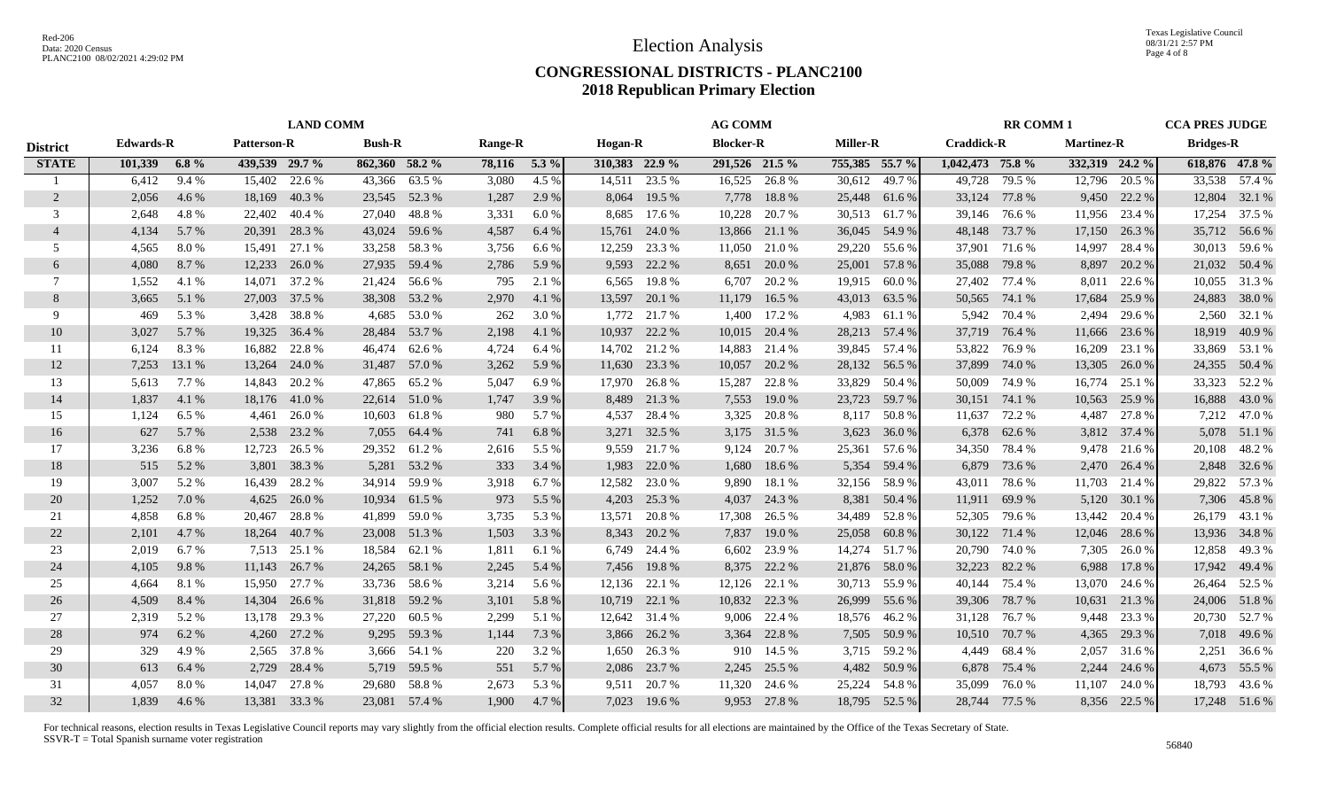# Election Analysis

## CONGRESSIONAL DISTRICTS - PLANC2100
## 2018 Republican Primary Election

| District | LAND COMM | | | | | | | | AG COMM | | | | | | RR COMM 1 | | | | CCA PRES JUDGE | |
|---|---|---|---|---|---|---|---|---|---|---|---|---|---|---|---|---|---|---|---|---|
| | Edwards-R | | Patterson-R | | Bush-R | | Range-R | | Hogan-R | | Blocker-R | | Miller-R | | Craddick-R | | Martinez-R | | Bridges-R | |
| STATE | 101,339 | 6.8 % | 439,539 | 29.7 % | 862,360 | 58.2 % | 78,116 | 5.3 % | 310,383 | 22.9 % | 291,526 | 21.5 % | 755,385 | 55.7 % | 1,042,473 | 75.8 % | 332,319 | 24.2 % | 618,876 | 47.8 % |
| 1 | 6,412 | 9.4 % | 15,402 | 22.6 % | 43,366 | 63.5 % | 3,080 | 4.5 % | 14,511 | 23.5 % | 16,525 | 26.8 % | 30,612 | 49.7 % | 49,728 | 79.5 % | 12,796 | 20.5 % | 33,538 | 57.4 % |
| 2 | 2,056 | 4.6 % | 18,169 | 40.3 % | 23,545 | 52.3 % | 1,287 | 2.9 % | 8,064 | 19.5 % | 7,778 | 18.8 % | 25,448 | 61.6 % | 33,124 | 77.8 % | 9,450 | 22.2 % | 12,804 | 32.1 % |
| 3 | 2,648 | 4.8 % | 22,402 | 40.4 % | 27,040 | 48.8 % | 3,331 | 6.0 % | 8,685 | 17.6 % | 10,228 | 20.7 % | 30,513 | 61.7 % | 39,146 | 76.6 % | 11,956 | 23.4 % | 17,254 | 37.5 % |
| 4 | 4,134 | 5.7 % | 20,391 | 28.3 % | 43,024 | 59.6 % | 4,587 | 6.4 % | 15,761 | 24.0 % | 13,866 | 21.1 % | 36,045 | 54.9 % | 48,148 | 73.7 % | 17,150 | 26.3 % | 35,712 | 56.6 % |
| 5 | 4,565 | 8.0 % | 15,491 | 27.1 % | 33,258 | 58.3 % | 3,756 | 6.6 % | 12,259 | 23.3 % | 11,050 | 21.0 % | 29,220 | 55.6 % | 37,901 | 71.6 % | 14,997 | 28.4 % | 30,013 | 59.6 % |
| 6 | 4,080 | 8.7 % | 12,233 | 26.0 % | 27,935 | 59.4 % | 2,786 | 5.9 % | 9,593 | 22.2 % | 8,651 | 20.0 % | 25,001 | 57.8 % | 35,088 | 79.8 % | 8,897 | 20.2 % | 21,032 | 50.4 % |
| 7 | 1,552 | 4.1 % | 14,071 | 37.2 % | 21,424 | 56.6 % | 795 | 2.1 % | 6,565 | 19.8 % | 6,707 | 20.2 % | 19,915 | 60.0 % | 27,402 | 77.4 % | 8,011 | 22.6 % | 10,055 | 31.3 % |
| 8 | 3,665 | 5.1 % | 27,003 | 37.5 % | 38,308 | 53.2 % | 2,970 | 4.1 % | 13,597 | 20.1 % | 11,179 | 16.5 % | 43,013 | 63.5 % | 50,565 | 74.1 % | 17,684 | 25.9 % | 24,883 | 38.0 % |
| 9 | 469 | 5.3 % | 3,428 | 38.8 % | 4,685 | 53.0 % | 262 | 3.0 % | 1,772 | 21.7 % | 1,400 | 17.2 % | 4,983 | 61.1 % | 5,942 | 70.4 % | 2,494 | 29.6 % | 2,560 | 32.1 % |
| 10 | 3,027 | 5.7 % | 19,325 | 36.4 % | 28,484 | 53.7 % | 2,198 | 4.1 % | 10,937 | 22.2 % | 10,015 | 20.4 % | 28,213 | 57.4 % | 37,719 | 76.4 % | 11,666 | 23.6 % | 18,919 | 40.9 % |
| 11 | 6,124 | 8.3 % | 16,882 | 22.8 % | 46,474 | 62.6 % | 4,724 | 6.4 % | 14,702 | 21.2 % | 14,883 | 21.4 % | 39,845 | 57.4 % | 53,822 | 76.9 % | 16,209 | 23.1 % | 33,869 | 53.1 % |
| 12 | 7,253 | 13.1 % | 13,264 | 24.0 % | 31,487 | 57.0 % | 3,262 | 5.9 % | 11,630 | 23.3 % | 10,057 | 20.2 % | 28,132 | 56.5 % | 37,899 | 74.0 % | 13,305 | 26.0 % | 24,355 | 50.4 % |
| 13 | 5,613 | 7.7 % | 14,843 | 20.2 % | 47,865 | 65.2 % | 5,047 | 6.9 % | 17,970 | 26.8 % | 15,287 | 22.8 % | 33,829 | 50.4 % | 50,009 | 74.9 % | 16,774 | 25.1 % | 33,323 | 52.2 % |
| 14 | 1,837 | 4.1 % | 18,176 | 41.0 % | 22,614 | 51.0 % | 1,747 | 3.9 % | 8,489 | 21.3 % | 7,553 | 19.0 % | 23,723 | 59.7 % | 30,151 | 74.1 % | 10,563 | 25.9 % | 16,888 | 43.0 % |
| 15 | 1,124 | 6.5 % | 4,461 | 26.0 % | 10,603 | 61.8 % | 980 | 5.7 % | 4,537 | 28.4 % | 3,325 | 20.8 % | 8,117 | 50.8 % | 11,637 | 72.2 % | 4,487 | 27.8 % | 7,212 | 47.0 % |
| 16 | 627 | 5.7 % | 2,538 | 23.2 % | 7,055 | 64.4 % | 741 | 6.8 % | 3,271 | 32.5 % | 3,175 | 31.5 % | 3,623 | 36.0 % | 6,378 | 62.6 % | 3,812 | 37.4 % | 5,078 | 51.1 % |
| 17 | 3,236 | 6.8 % | 12,723 | 26.5 % | 29,352 | 61.2 % | 2,616 | 5.5 % | 9,559 | 21.7 % | 9,124 | 20.7 % | 25,361 | 57.6 % | 34,350 | 78.4 % | 9,478 | 21.6 % | 20,108 | 48.2 % |
| 18 | 515 | 5.2 % | 3,801 | 38.3 % | 5,281 | 53.2 % | 333 | 3.4 % | 1,983 | 22.0 % | 1,680 | 18.6 % | 5,354 | 59.4 % | 6,879 | 73.6 % | 2,470 | 26.4 % | 2,848 | 32.6 % |
| 19 | 3,007 | 5.2 % | 16,439 | 28.2 % | 34,914 | 59.9 % | 3,918 | 6.7 % | 12,582 | 23.0 % | 9,890 | 18.1 % | 32,156 | 58.9 % | 43,011 | 78.6 % | 11,703 | 21.4 % | 29,822 | 57.3 % |
| 20 | 1,252 | 7.0 % | 4,625 | 26.0 % | 10,934 | 61.5 % | 973 | 5.5 % | 4,203 | 25.3 % | 4,037 | 24.3 % | 8,381 | 50.4 % | 11,911 | 69.9 % | 5,120 | 30.1 % | 7,306 | 45.8 % |
| 21 | 4,858 | 6.8 % | 20,467 | 28.8 % | 41,899 | 59.0 % | 3,735 | 5.3 % | 13,571 | 20.8 % | 17,308 | 26.5 % | 34,489 | 52.8 % | 52,305 | 79.6 % | 13,442 | 20.4 % | 26,179 | 43.1 % |
| 22 | 2,101 | 4.7 % | 18,264 | 40.7 % | 23,008 | 51.3 % | 1,503 | 3.3 % | 8,343 | 20.2 % | 7,837 | 19.0 % | 25,058 | 60.8 % | 30,122 | 71.4 % | 12,046 | 28.6 % | 13,936 | 34.8 % |
| 23 | 2,019 | 6.7 % | 7,513 | 25.1 % | 18,584 | 62.1 % | 1,811 | 6.1 % | 6,749 | 24.4 % | 6,602 | 23.9 % | 14,274 | 51.7 % | 20,790 | 74.0 % | 7,305 | 26.0 % | 12,858 | 49.3 % |
| 24 | 4,105 | 9.8 % | 11,143 | 26.7 % | 24,265 | 58.1 % | 2,245 | 5.4 % | 7,456 | 19.8 % | 8,375 | 22.2 % | 21,876 | 58.0 % | 32,223 | 82.2 % | 6,988 | 17.8 % | 17,942 | 49.4 % |
| 25 | 4,664 | 8.1 % | 15,950 | 27.7 % | 33,736 | 58.6 % | 3,214 | 5.6 % | 12,136 | 22.1 % | 12,126 | 22.1 % | 30,713 | 55.9 % | 40,144 | 75.4 % | 13,070 | 24.6 % | 26,464 | 52.5 % |
| 26 | 4,509 | 8.4 % | 14,304 | 26.6 % | 31,818 | 59.2 % | 3,101 | 5.8 % | 10,719 | 22.1 % | 10,832 | 22.3 % | 26,999 | 55.6 % | 39,306 | 78.7 % | 10,631 | 21.3 % | 24,006 | 51.8 % |
| 27 | 2,319 | 5.2 % | 13,178 | 29.3 % | 27,220 | 60.5 % | 2,299 | 5.1 % | 12,642 | 31.4 % | 9,006 | 22.4 % | 18,576 | 46.2 % | 31,128 | 76.7 % | 9,448 | 23.3 % | 20,730 | 52.7 % |
| 28 | 974 | 6.2 % | 4,260 | 27.2 % | 9,295 | 59.3 % | 1,144 | 7.3 % | 3,866 | 26.2 % | 3,364 | 22.8 % | 7,505 | 50.9 % | 10,510 | 70.7 % | 4,365 | 29.3 % | 7,018 | 49.6 % |
| 29 | 329 | 4.9 % | 2,565 | 37.8 % | 3,666 | 54.1 % | 220 | 3.2 % | 1,650 | 26.3 % | 910 | 14.5 % | 3,715 | 59.2 % | 4,449 | 68.4 % | 2,057 | 31.6 % | 2,251 | 36.6 % |
| 30 | 613 | 6.4 % | 2,729 | 28.4 % | 5,719 | 59.5 % | 551 | 5.7 % | 2,086 | 23.7 % | 2,245 | 25.5 % | 4,482 | 50.9 % | 6,878 | 75.4 % | 2,244 | 24.6 % | 4,673 | 55.5 % |
| 31 | 4,057 | 8.0 % | 14,047 | 27.8 % | 29,680 | 58.8 % | 2,673 | 5.3 % | 9,511 | 20.7 % | 11,320 | 24.6 % | 25,224 | 54.8 % | 35,099 | 76.0 % | 11,107 | 24.0 % | 18,793 | 43.6 % |
| 32 | 1,839 | 4.6 % | 13,381 | 33.3 % | 23,081 | 57.4 % | 1,900 | 4.7 % | 7,023 | 19.6 % | 9,953 | 27.8 % | 18,795 | 52.5 % | 28,744 | 77.5 % | 8,356 | 22.5 % | 17,248 | 51.6 % |

For technical reasons, election results in Texas Legislative Council reports may vary slightly from the official election results. Complete official results for all elections are maintained by the Office of the Texas Secretary of State.
SSVR-T = Total Spanish surname voter registration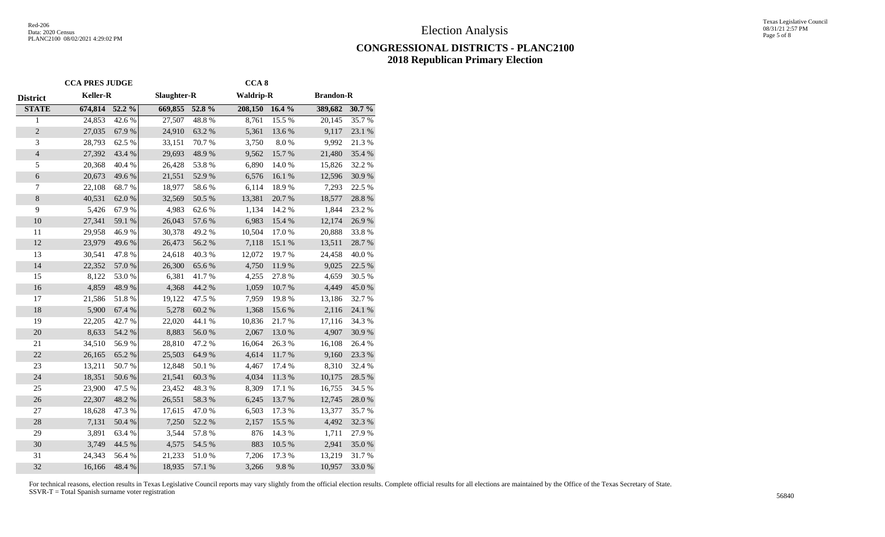# Election Analysis

## CONGRESSIONAL DISTRICTS - PLANC2100
## 2018 Republican Primary Election

| | CCA PRES JUDGE | | | | CCA 8 | | | |
|---|---|---|---|---|---|---|---|---|
| **District** | **Keller-R** | | **Slaughter-R** | | **Waldrip-R** | | **Brandon-R** | |
| **STATE** | **674,814** | **52.2 %** | **669,855** | **52.8 %** | **208,150** | **16.4 %** | **389,682** | **30.7 %** |
| 1 | 24,853 | 42.6 % | 27,507 | 48.8 % | 8,761 | 15.5 % | 20,145 | 35.7 % |
| 2 | 27,035 | 67.9 % | 24,910 | 63.2 % | 5,361 | 13.6 % | 9,117 | 23.1 % |
| 3 | 28,793 | 62.5 % | 33,151 | 70.7 % | 3,750 | 8.0 % | 9,992 | 21.3 % |
| 4 | 27,392 | 43.4 % | 29,693 | 48.9 % | 9,562 | 15.7 % | 21,480 | 35.4 % |
| 5 | 20,368 | 40.4 % | 26,428 | 53.8 % | 6,890 | 14.0 % | 15,826 | 32.2 % |
| 6 | 20,673 | 49.6 % | 21,551 | 52.9 % | 6,576 | 16.1 % | 12,596 | 30.9 % |
| 7 | 22,108 | 68.7 % | 18,977 | 58.6 % | 6,114 | 18.9 % | 7,293 | 22.5 % |
| 8 | 40,531 | 62.0 % | 32,569 | 50.5 % | 13,381 | 20.7 % | 18,577 | 28.8 % |
| 9 | 5,426 | 67.9 % | 4,983 | 62.6 % | 1,134 | 14.2 % | 1,844 | 23.2 % |
| 10 | 27,341 | 59.1 % | 26,043 | 57.6 % | 6,983 | 15.4 % | 12,174 | 26.9 % |
| 11 | 29,958 | 46.9 % | 30,378 | 49.2 % | 10,504 | 17.0 % | 20,888 | 33.8 % |
| 12 | 23,979 | 49.6 % | 26,473 | 56.2 % | 7,118 | 15.1 % | 13,511 | 28.7 % |
| 13 | 30,541 | 47.8 % | 24,618 | 40.3 % | 12,072 | 19.7 % | 24,458 | 40.0 % |
| 14 | 22,352 | 57.0 % | 26,300 | 65.6 % | 4,750 | 11.9 % | 9,025 | 22.5 % |
| 15 | 8,122 | 53.0 % | 6,381 | 41.7 % | 4,255 | 27.8 % | 4,659 | 30.5 % |
| 16 | 4,859 | 48.9 % | 4,368 | 44.2 % | 1,059 | 10.7 % | 4,449 | 45.0 % |
| 17 | 21,586 | 51.8 % | 19,122 | 47.5 % | 7,959 | 19.8 % | 13,186 | 32.7 % |
| 18 | 5,900 | 67.4 % | 5,278 | 60.2 % | 1,368 | 15.6 % | 2,116 | 24.1 % |
| 19 | 22,205 | 42.7 % | 22,020 | 44.1 % | 10,836 | 21.7 % | 17,116 | 34.3 % |
| 20 | 8,633 | 54.2 % | 8,883 | 56.0 % | 2,067 | 13.0 % | 4,907 | 30.9 % |
| 21 | 34,510 | 56.9 % | 28,810 | 47.2 % | 16,064 | 26.3 % | 16,108 | 26.4 % |
| 22 | 26,165 | 65.2 % | 25,503 | 64.9 % | 4,614 | 11.7 % | 9,160 | 23.3 % |
| 23 | 13,211 | 50.7 % | 12,848 | 50.1 % | 4,467 | 17.4 % | 8,310 | 32.4 % |
| 24 | 18,351 | 50.6 % | 21,541 | 60.3 % | 4,034 | 11.3 % | 10,175 | 28.5 % |
| 25 | 23,900 | 47.5 % | 23,452 | 48.3 % | 8,309 | 17.1 % | 16,755 | 34.5 % |
| 26 | 22,307 | 48.2 % | 26,551 | 58.3 % | 6,245 | 13.7 % | 12,745 | 28.0 % |
| 27 | 18,628 | 47.3 % | 17,615 | 47.0 % | 6,503 | 17.3 % | 13,377 | 35.7 % |
| 28 | 7,131 | 50.4 % | 7,250 | 52.2 % | 2,157 | 15.5 % | 4,492 | 32.3 % |
| 29 | 3,891 | 63.4 % | 3,544 | 57.8 % | 876 | 14.3 % | 1,711 | 27.9 % |
| 30 | 3,749 | 44.5 % | 4,575 | 54.5 % | 883 | 10.5 % | 2,941 | 35.0 % |
| 31 | 24,343 | 56.4 % | 21,233 | 51.0 % | 7,206 | 17.3 % | 13,219 | 31.7 % |
| 32 | 16,166 | 48.4 % | 18,935 | 57.1 % | 3,266 | 9.8 % | 10,957 | 33.0 % |

For technical reasons, election results in Texas Legislative Council reports may vary slightly from the official election results. Complete official results for all elections are maintained by the Office of the Texas Secretary of State.
SSVR-T = Total Spanish surname voter registration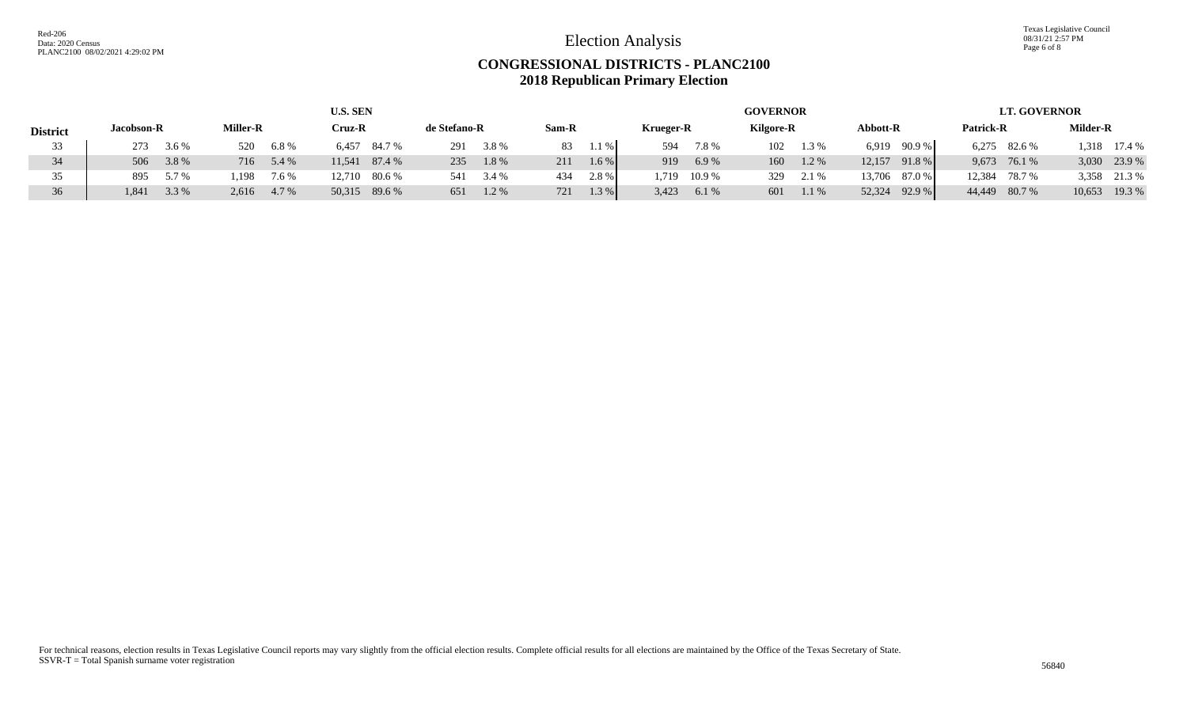# Election Analysis

## CONGRESSIONAL DISTRICTS - PLANC2100
## 2018 Republican Primary Election

| District | U.S. SEN | | | | | | | | | | GOVERNOR | | | | | | LT. GOVERNOR | | | |
|---|---|---|---|---|---|---|---|---|---|---|---|---|---|---|---|---|---|---|---|---|
| | Jacobson-R | | Miller-R | | Cruz-R | | de Stefano-R | | Sam-R | | Krueger-R | | Kilgore-R | | Abbott-R | | Patrick-R | | Milder-R | |
| 33 | 273 | 3.6 % | 520 | 6.8 % | 6,457 | 84.7 % | 291 | 3.8 % | 83 | 1.1 % | 594 | 7.8 % | 102 | 1.3 % | 6,919 | 90.9 % | 6,275 | 82.6 % | 1,318 | 17.4 % |
| 34 | 506 | 3.8 % | 716 | 5.4 % | 11,541 | 87.4 % | 235 | 1.8 % | 211 | 1.6 % | 919 | 6.9 % | 160 | 1.2 % | 12,157 | 91.8 % | 9,673 | 76.1 % | 3,030 | 23.9 % |
| 35 | 895 | 5.7 % | 1,198 | 7.6 % | 12,710 | 80.6 % | 541 | 3.4 % | 434 | 2.8 % | 1,719 | 10.9 % | 329 | 2.1 % | 13,706 | 87.0 % | 12,384 | 78.7 % | 3,358 | 21.3 % |
| 36 | 1,841 | 3.3 % | 2,616 | 4.7 % | 50,315 | 89.6 % | 651 | 1.2 % | 721 | 1.3 % | 3,423 | 6.1 % | 601 | 1.1 % | 52,324 | 92.9 % | 44,449 | 80.7 % | 10,653 | 19.3 % |

For technical reasons, election results in Texas Legislative Council reports may vary slightly from the official election results. Complete official results for all elections are maintained by the Office of the Texas Secretary of State.
SSVR-T = Total Spanish surname voter registration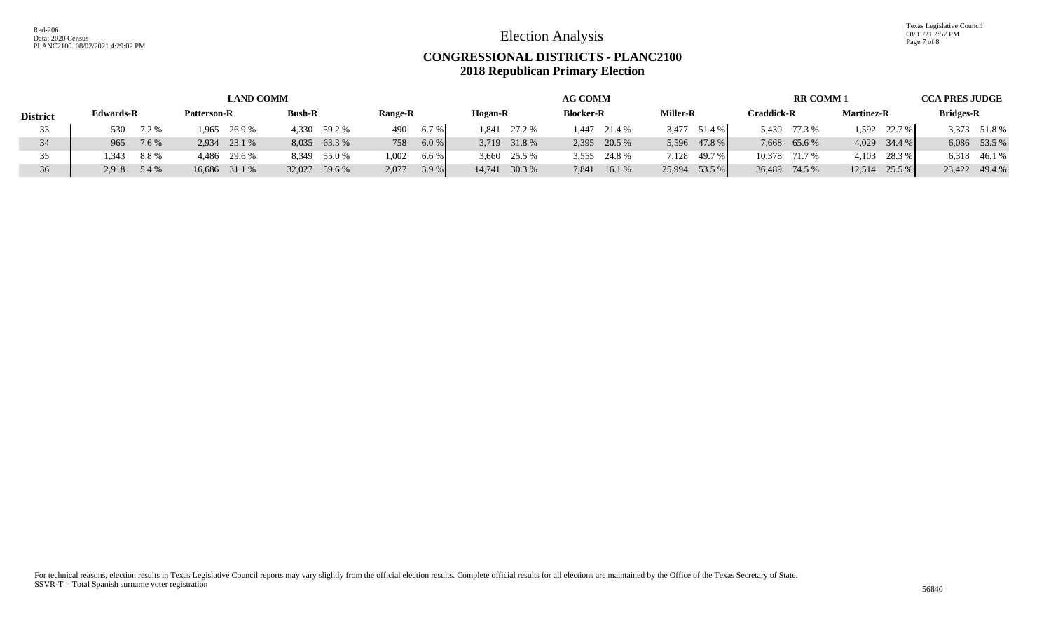Election Analysis

# CONGRESSIONAL DISTRICTS - PLANC2100
## 2018 Republican Primary Election

| | LAND COMM | | | | | | | | AG COMM | | | | | | RR COMM 1 | | | | CCA PRES JUDGE | |
|---|---|---|---|---|---|---|---|---|---|---|---|---|---|---|---|---|---|---|---|---|
| **District** | **Edwards-R** | | **Patterson-R** | | **Bush-R** | | **Range-R** | | **Hogan-R** | | **Blocker-R** | | **Miller-R** | | **Craddick-R** | | **Martinez-R** | | **Bridges-R** | |
| 33 | 530 | 7.2 % | 1,965 | 26.9 % | 4,330 | 59.2 % | 490 | 6.7 % | 1,841 | 27.2 % | 1,447 | 21.4 % | 3,477 | 51.4 % | 5,430 | 77.3 % | 1,592 | 22.7 % | 3,373 | 51.8 % |
| 34 | 965 | 7.6 % | 2,934 | 23.1 % | 8,035 | 63.3 % | 758 | 6.0 % | 3,719 | 31.8 % | 2,395 | 20.5 % | 5,596 | 47.8 % | 7,668 | 65.6 % | 4,029 | 34.4 % | 6,086 | 53.5 % |
| 35 | 1,343 | 8.8 % | 4,486 | 29.6 % | 8,349 | 55.0 % | 1,002 | 6.6 % | 3,660 | 25.5 % | 3,555 | 24.8 % | 7,128 | 49.7 % | 10,378 | 71.7 % | 4,103 | 28.3 % | 6,318 | 46.1 % |
| 36 | 2,918 | 5.4 % | 16,686 | 31.1 % | 32,027 | 59.6 % | 2,077 | 3.9 % | 14,741 | 30.3 % | 7,841 | 16.1 % | 25,994 | 53.5 % | 36,489 | 74.5 % | 12,514 | 25.5 % | 23,422 | 49.4 % |

For technical reasons, election results in Texas Legislative Council reports may vary slightly from the official election results. Complete official results for all elections are maintained by the Office of the Texas Secretary of State.
SSVR-T = Total Spanish surname voter registration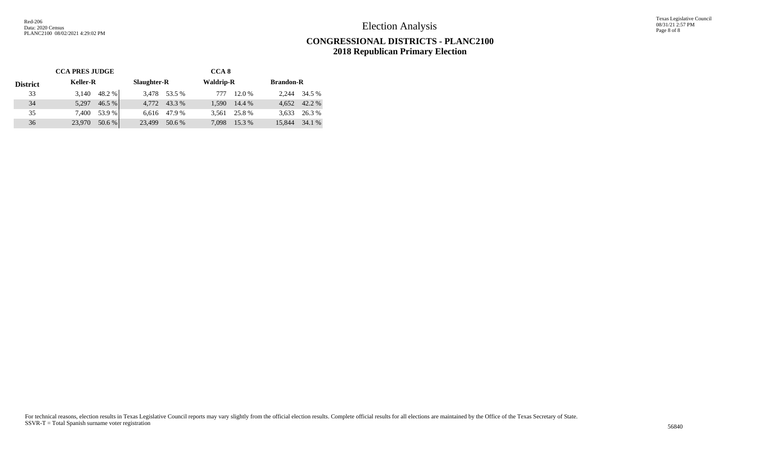# Election Analysis

## CONGRESSIONAL DISTRICTS - PLANC2100
## 2018 Republican Primary Election

| | CCA PRES JUDGE | | | | CCA 8 | | | |
|---|---|---|---|---|---|---|---|---|
| **District** | **Keller-R** | | **Slaughter-R** | | **Waldrip-R** | | **Brandon-R** | |
| 33 | 3,140 | 48.2 % | 3,478 | 53.5 % | 777 | 12.0 % | 2,244 | 34.5 % |
| 34 | 5,297 | 46.5 % | 4,772 | 43.3 % | 1,590 | 14.4 % | 4,652 | 42.2 % |
| 35 | 7,400 | 53.9 % | 6,616 | 47.9 % | 3,561 | 25.8 % | 3,633 | 26.3 % |
| 36 | 23,970 | 50.6 % | 23,499 | 50.6 % | 7,098 | 15.3 % | 15,844 | 34.1 % |

For technical reasons, election results in Texas Legislative Council reports may vary slightly from the official election results. Complete official results for all elections are maintained by the Office of the Texas Secretary of State.
SSVR-T = Total Spanish surname voter registration